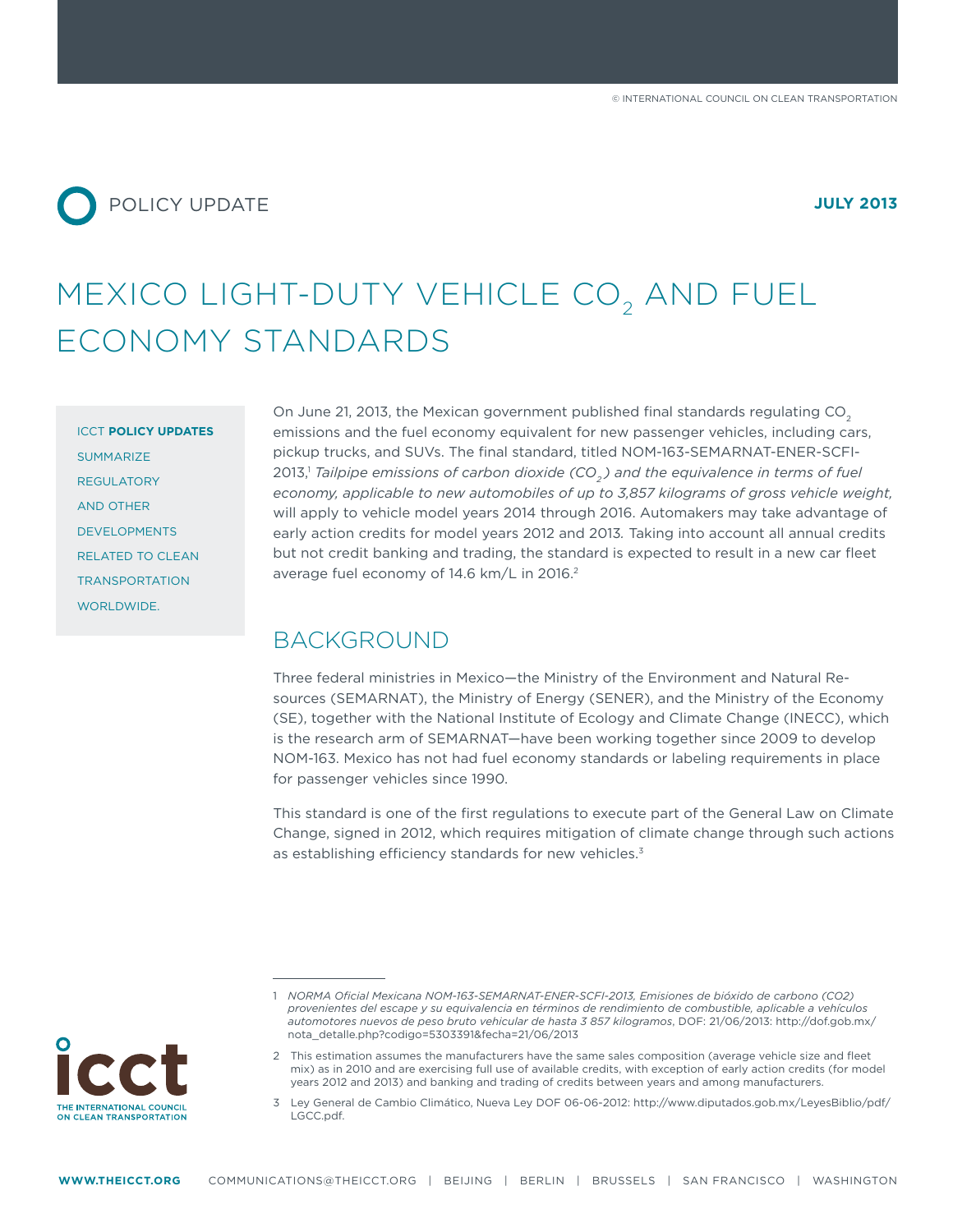POLICY UPDATE

**JULY 2013**

# MEXICO LIGHT-DUTY VEHICLE $CO_2$ AND FUEL ECONOMY STANDARDS

ICCT **POLICY UPDATES** SUMMARIZE REGULATORY AND OTHER DEVELOPMENTS RELATED TO CLEAN TRANSPORTATION WORLDWIDE.

On June 21, 2013, the Mexican government published final standards regulating $CO_2$ emissions and the fuel economy equivalent for new passenger vehicles, including cars, pickup trucks, and SUVs. The final standard, titled NOM-163-SEMARNAT-ENER-SCFI-2013,[1] *Tailpipe emissions of carbon dioxide ($CO_2$) and the equivalence in terms of fuel economy, applicable to new automobiles of up to 3,857 kilograms of gross vehicle weight,* will apply to vehicle model years 2014 through 2016. Automakers may take advantage of early action credits for model years 2012 and 2013. Taking into account all annual credits but not credit banking and trading, the standard is expected to result in a new car fleet average fuel economy of 14.6 km/L in 2016.[2]

## BACKGROUND

Three federal ministries in Mexico—the Ministry of the Environment and Natural Resources (SEMARNAT), the Ministry of Energy (SENER), and the Ministry of the Economy (SE), together with the National Institute of Ecology and Climate Change (INECC), which is the research arm of SEMARNAT—have been working together since 2009 to develop NOM-163. Mexico has not had fuel economy standards or labeling requirements in place for passenger vehicles since 1990.

This standard is one of the first regulations to execute part of the General Law on Climate Change, signed in 2012, which requires mitigation of climate change through such actions as establishing efficiency standards for new vehicles.[3]

---

1 *NORMA Oficial Mexicana NOM-163-SEMARNAT-ENER-SCFI-2013, Emisiones de bióxido de carbono (CO2) provenientes del escape y su equivalencia en términos de rendimiento de combustible, aplicable a vehículos automotores nuevos de peso bruto vehicular de hasta 3 857 kilogramos*, DOF: 21/06/2013: http://dof.gob.mx/nota_detalle.php?codigo=5303391&fecha=21/06/2013

2 This estimation assumes the manufacturers have the same sales composition (average vehicle size and fleet mix) as in 2010 and are exercising full use of available credits, with exception of early action credits (for model years 2012 and 2013) and banking and trading of credits between years and among manufacturers.

3 Ley General de Cambio Climático, Nueva Ley DOF 06-06-2012: http://www.diputados.gob.mx/LeyesBiblio/pdf/LGCC.pdf.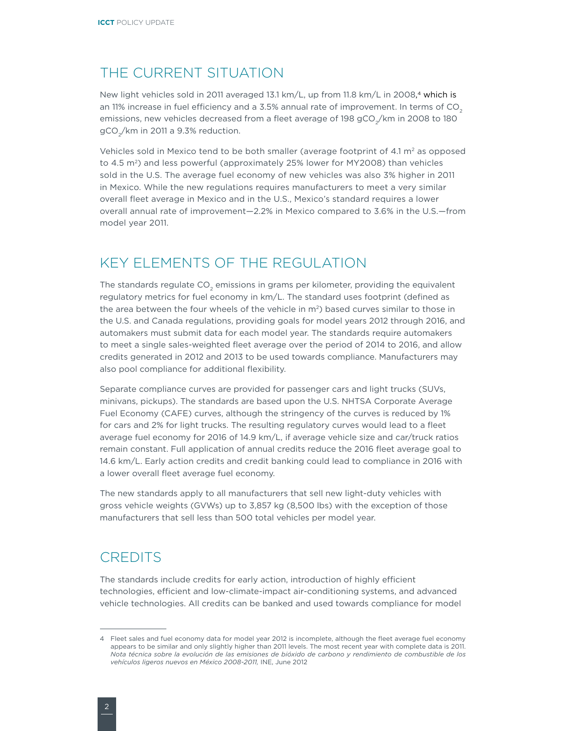## THE CURRENT SITUATION

New light vehicles sold in 2011 averaged 13.1 km/L, up from 11.8 km/L in 2008,[4] which is an 11% increase in fuel efficiency and a 3.5% annual rate of improvement. In terms of $CO_2$ emissions, new vehicles decreased from a fleet average of 198 $gCO_2$/km in 2008 to 180 $gCO_2$/km in 2011 a 9.3% reduction.

Vehicles sold in Mexico tend to be both smaller (average footprint of 4.1 $m^2$ as opposed to 4.5 $m^2$) and less powerful (approximately 25% lower for MY2008) than vehicles sold in the U.S. The average fuel economy of new vehicles was also 3% higher in 2011 in Mexico. While the new regulations requires manufacturers to meet a very similar overall fleet average in Mexico and in the U.S., Mexico's standard requires a lower overall annual rate of improvement—2.2% in Mexico compared to 3.6% in the U.S.—from model year 2011.

## KEY ELEMENTS OF THE REGULATION

The standards regulate $CO_2$ emissions in grams per kilometer, providing the equivalent regulatory metrics for fuel economy in km/L. The standard uses footprint (defined as the area between the four wheels of the vehicle in $m^2$) based curves similar to those in the U.S. and Canada regulations, providing goals for model years 2012 through 2016, and automakers must submit data for each model year. The standards require automakers to meet a single sales-weighted fleet average over the period of 2014 to 2016, and allow credits generated in 2012 and 2013 to be used towards compliance. Manufacturers may also pool compliance for additional flexibility.

Separate compliance curves are provided for passenger cars and light trucks (SUVs, minivans, pickups). The standards are based upon the U.S. NHTSA Corporate Average Fuel Economy (CAFE) curves, although the stringency of the curves is reduced by 1% for cars and 2% for light trucks. The resulting regulatory curves would lead to a fleet average fuel economy for 2016 of 14.9 km/L, if average vehicle size and car/truck ratios remain constant. Full application of annual credits reduce the 2016 fleet average goal to 14.6 km/L. Early action credits and credit banking could lead to compliance in 2016 with a lower overall fleet average fuel economy.

The new standards apply to all manufacturers that sell new light-duty vehicles with gross vehicle weights (GVWs) up to 3,857 kg (8,500 lbs) with the exception of those manufacturers that sell less than 500 total vehicles per model year.

## CREDITS

The standards include credits for early action, introduction of highly efficient technologies, efficient and low-climate-impact air-conditioning systems, and advanced vehicle technologies. All credits can be banked and used towards compliance for model

---

4 Fleet sales and fuel economy data for model year 2012 is incomplete, although the fleet average fuel economy appears to be similar and only slightly higher than 2011 levels. The most recent year with complete data is 2011. *Nota técnica sobre la evolución de las emisiones de bióxido de carbono y rendimiento de combustible de los vehículos ligeros nuevos en México 2008-2011*, INE, June 2012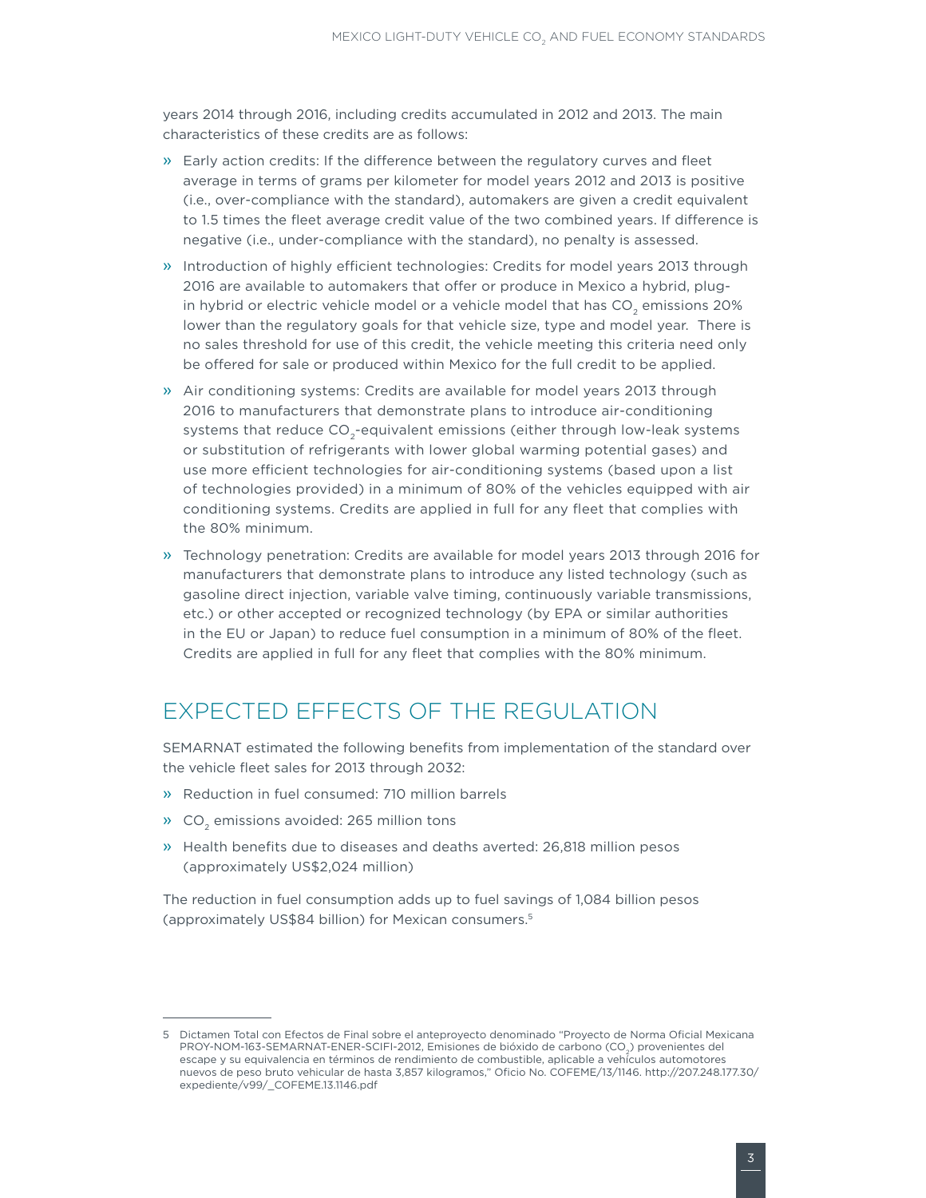years 2014 through 2016, including credits accumulated in 2012 and 2013. The main characteristics of these credits are as follows:

- Early action credits: If the difference between the regulatory curves and fleet average in terms of grams per kilometer for model years 2012 and 2013 is positive (i.e., over-compliance with the standard), automakers are given a credit equivalent to 1.5 times the fleet average credit value of the two combined years. If difference is negative (i.e., under-compliance with the standard), no penalty is assessed.
- Introduction of highly efficient technologies: Credits for model years 2013 through 2016 are available to automakers that offer or produce in Mexico a hybrid, plug-in hybrid or electric vehicle model or a vehicle model that has $CO_2$ emissions 20% lower than the regulatory goals for that vehicle size, type and model year. There is no sales threshold for use of this credit, the vehicle meeting this criteria need only be offered for sale or produced within Mexico for the full credit to be applied.
- Air conditioning systems: Credits are available for model years 2013 through 2016 to manufacturers that demonstrate plans to introduce air-conditioning systems that reduce $CO_2$-equivalent emissions (either through low-leak systems or substitution of refrigerants with lower global warming potential gases) and use more efficient technologies for air-conditioning systems (based upon a list of technologies provided) in a minimum of 80% of the vehicles equipped with air conditioning systems. Credits are applied in full for any fleet that complies with the 80% minimum.
- Technology penetration: Credits are available for model years 2013 through 2016 for manufacturers that demonstrate plans to introduce any listed technology (such as gasoline direct injection, variable valve timing, continuously variable transmissions, etc.) or other accepted or recognized technology (by EPA or similar authorities in the EU or Japan) to reduce fuel consumption in a minimum of 80% of the fleet. Credits are applied in full for any fleet that complies with the 80% minimum.

## EXPECTED EFFECTS OF THE REGULATION

SEMARNAT estimated the following benefits from implementation of the standard over the vehicle fleet sales for 2013 through 2032:

- Reduction in fuel consumed: 710 million barrels
- $CO_2$ emissions avoided: 265 million tons
- Health benefits due to diseases and deaths averted: 26,818 million pesos (approximately US$2,024 million)

The reduction in fuel consumption adds up to fuel savings of 1,084 billion pesos (approximately US$84 billion) for Mexican consumers.[5]

---

5 Dictamen Total con Efectos de Final sobre el anteproyecto denominado "Proyecto de Norma Oficial Mexicana PROY-NOM-163-SEMARNAT-ENER-SCIFI-2012, Emisiones de bióxido de carbono ($CO_2$) provenientes del escape y su equivalencia en términos de rendimiento de combustible, aplicable a vehículos automotores nuevos de peso bruto vehicular de hasta 3,857 kilogramos," Oficio No. COFEME/13/1146. http://207.248.177.30/expediente/v99/_COFEME.13.1146.pdf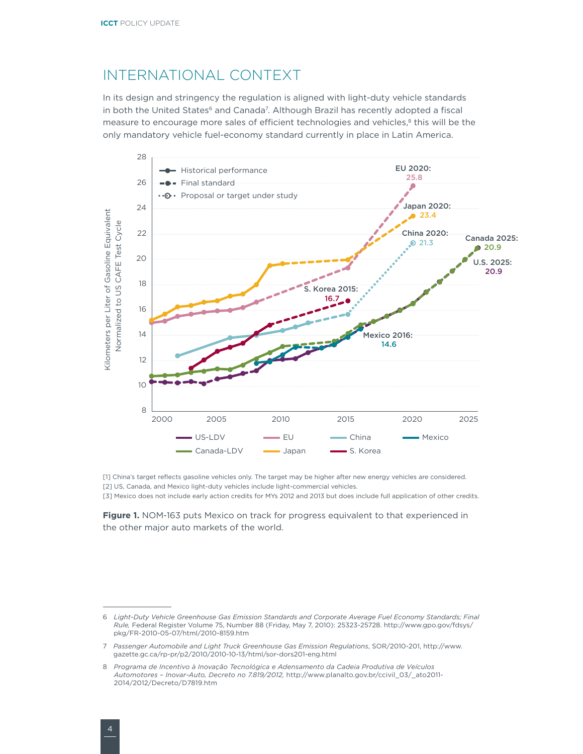## INTERNATIONAL CONTEXT

In its design and stringency the regulation is aligned with light-duty vehicle standards in both the United States[6] and Canada[7]. Although Brazil has recently adopted a fiscal measure to encourage more sales of efficient technologies and vehicles,[8] this will be the only mandatory vehicle fuel-economy standard currently in place in Latin America.

Kilometers per Liter of Gasoline Equivalent
Normalized to US CAFE Test Cycle

28
26
24
22
20
18
16
14
12
10
8

2000 2005 2010 2015 2020 2025

Historical performance
Final standard
Proposal or target under study

EU 2020: 25.8
Japan 2020: 23.4
China 2020: 21.3
Canada 2025: 20.9
U.S. 2025: 20.9
S. Korea 2015: 16.7
Mexico 2016: 14.6

US-LDV
EU
China
Mexico
Canada-LDV
Japan
S. Korea

[1] China's target reflects gasoline vehicles only. The target may be higher after new energy vehicles are considered.
[2] US, Canada, and Mexico light-duty vehicles include light-commercial vehicles.
[3] Mexico does not include early action credits for MYs 2012 and 2013 but does include full application of other credits.

**Figure 1.** NOM-163 puts Mexico on track for progress equivalent to that experienced in the other major auto markets of the world.

---

6 *Light-Duty Vehicle Greenhouse Gas Emission Standards and Corporate Average Fuel Economy Standards; Final Rule,* Federal Register Volume 75, Number 88 (Friday, May 7, 2010): 25323-25728. http://www.gpo.gov/fdsys/pkg/FR-2010-05-07/html/2010-8159.htm

7 *Passenger Automobile and Light Truck Greenhouse Gas Emission Regulations*, SOR/2010-201, http://www.gazette.gc.ca/rp-pr/p2/2010/2010-10-13/html/sor-dors201-eng.html

8 *Programa de Incentivo à Inovação Tecnológica e Adensamento da Cadeia Produtiva de Veículos Automotores – Inovar-Auto, Decreto no 7.819/2012,* http://www.planalto.gov.br/ccivil_03/_ato2011-2014/2012/Decreto/D7819.htm